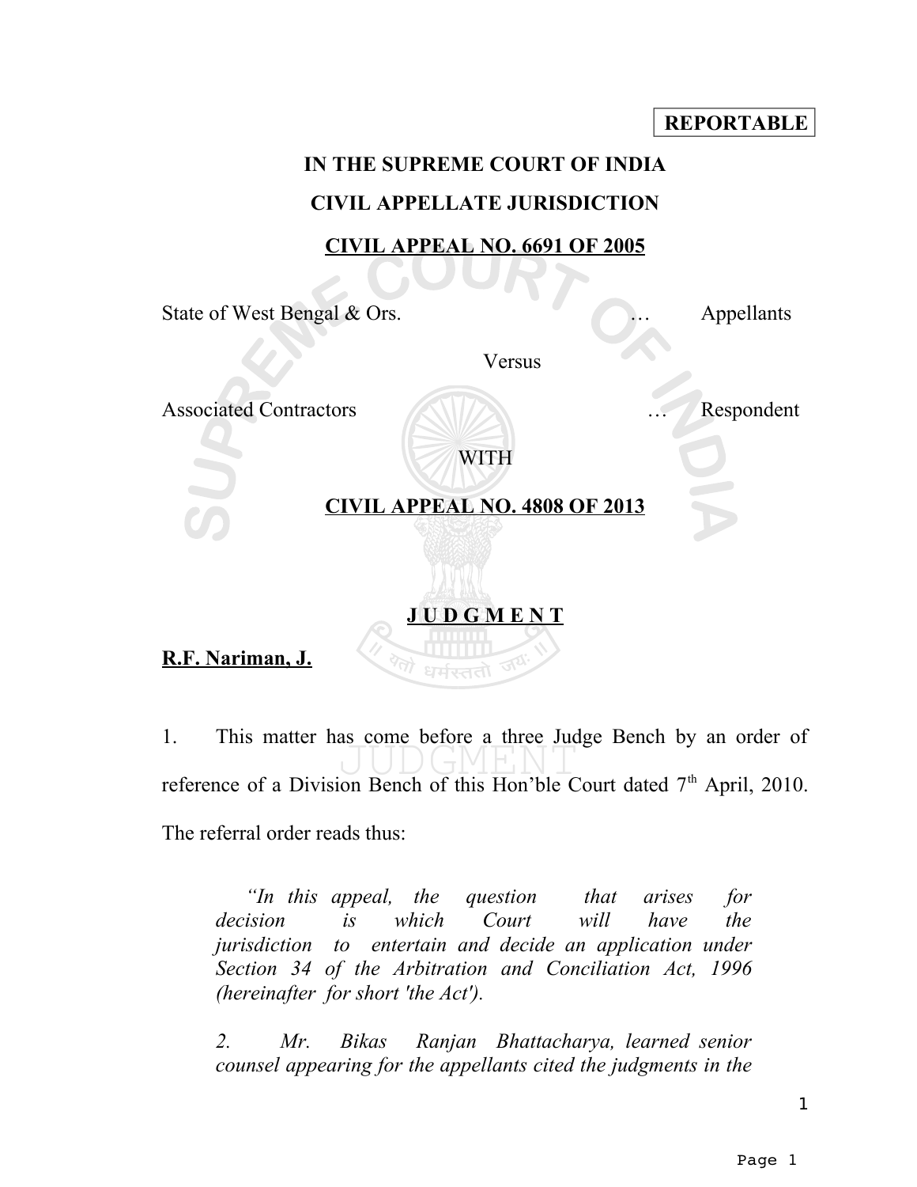**REPORTABLE**

**IN THE SUPREME COURT OF INDIA**

**CIVIL APPELLATE JURISDICTION**

**CIVIL APPEAL NO. 6691 OF 2005**

State of West Bengal & Ors. … Appellants

Versus

Associated Contractors … Respondent

WITH

**CIVIL APPEAL NO. 4808 OF 2013**

**J U D G M E N T**

**R.F. Nariman, J.**

1. This matter has come before a three Judge Bench by an order of reference of a Division Bench of this Hon'ble Court dated 7th April, 2010. The referral order reads thus:

> *"In this appeal, the question that arises for decision is which Court will have the jurisdiction to entertain and decide an application under Section 34 of the Arbitration and Conciliation Act, 1996 (hereinafter for short 'the Act').*
>
> *2. Mr. Bikas Ranjan Bhattacharya, learned senior counsel appearing for the appellants cited the judgments in the*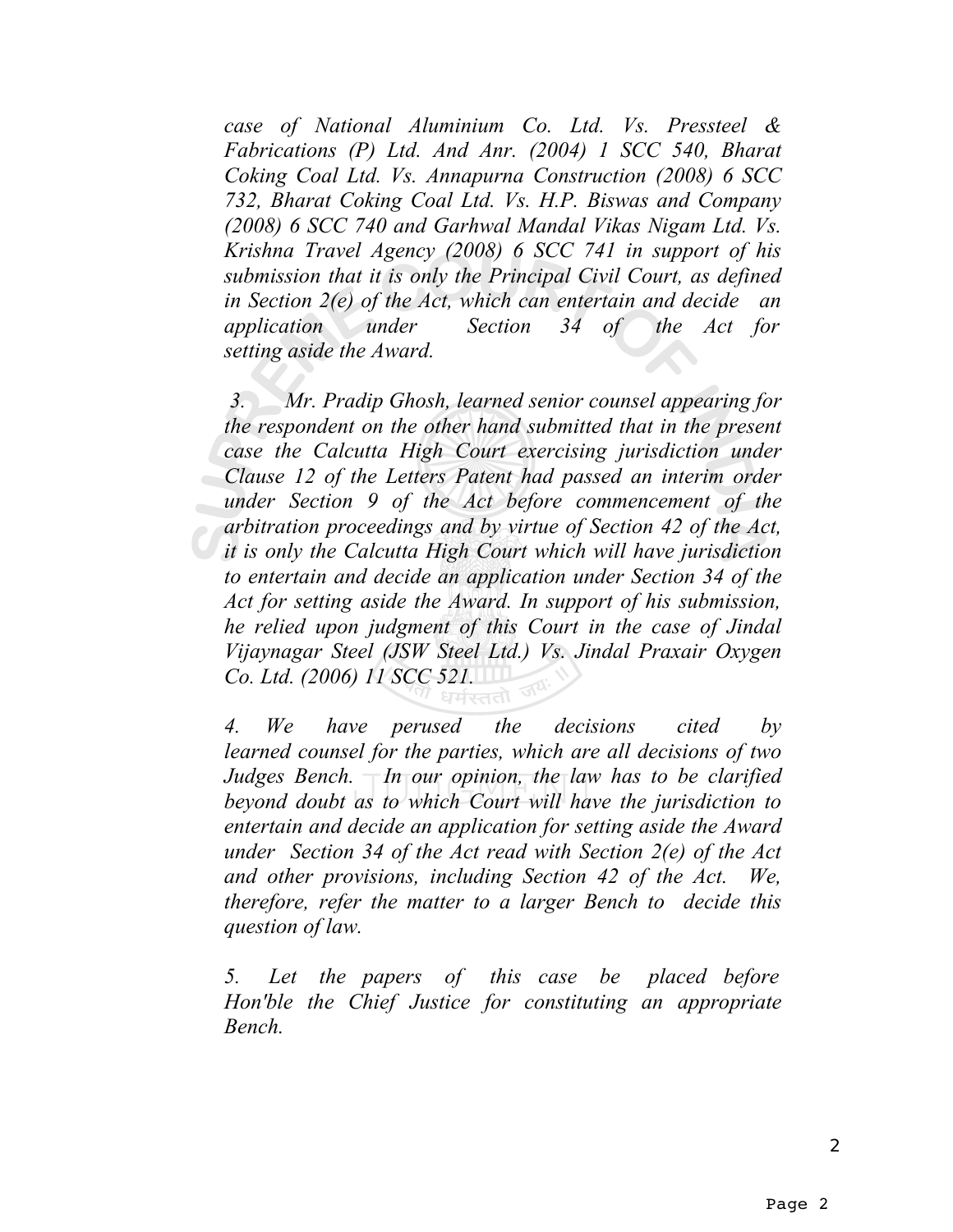*case of National Aluminium Co. Ltd. Vs. Pressteel & Fabrications (P) Ltd. And Anr. (2004) 1 SCC 540, Bharat Coking Coal Ltd. Vs. Annapurna Construction (2008) 6 SCC 732, Bharat Coking Coal Ltd. Vs. H.P. Biswas and Company (2008) 6 SCC 740 and Garhwal Mandal Vikas Nigam Ltd. Vs. Krishna Travel Agency (2008) 6 SCC 741 in support of his submission that it is only the Principal Civil Court, as defined in Section 2(e) of the Act, which can entertain and decide an application under Section 34 of the Act for setting aside the Award.*

*3. Mr. Pradip Ghosh, learned senior counsel appearing for the respondent on the other hand submitted that in the present case the Calcutta High Court exercising jurisdiction under Clause 12 of the Letters Patent had passed an interim order under Section 9 of the Act before commencement of the arbitration proceedings and by virtue of Section 42 of the Act, it is only the Calcutta High Court which will have jurisdiction to entertain and decide an application under Section 34 of the Act for setting aside the Award. In support of his submission, he relied upon judgment of this Court in the case of Jindal Vijaynagar Steel (JSW Steel Ltd.) Vs. Jindal Praxair Oxygen Co. Ltd. (2006) 11 SCC 521.*

*4. We have perused the decisions cited by learned counsel for the parties, which are all decisions of two Judges Bench. In our opinion, the law has to be clarified beyond doubt as to which Court will have the jurisdiction to entertain and decide an application for setting aside the Award under Section 34 of the Act read with Section 2(e) of the Act and other provisions, including Section 42 of the Act. We, therefore, refer the matter to a larger Bench to decide this question of law.*

*5. Let the papers of this case be placed before Hon'ble the Chief Justice for constituting an appropriate Bench.*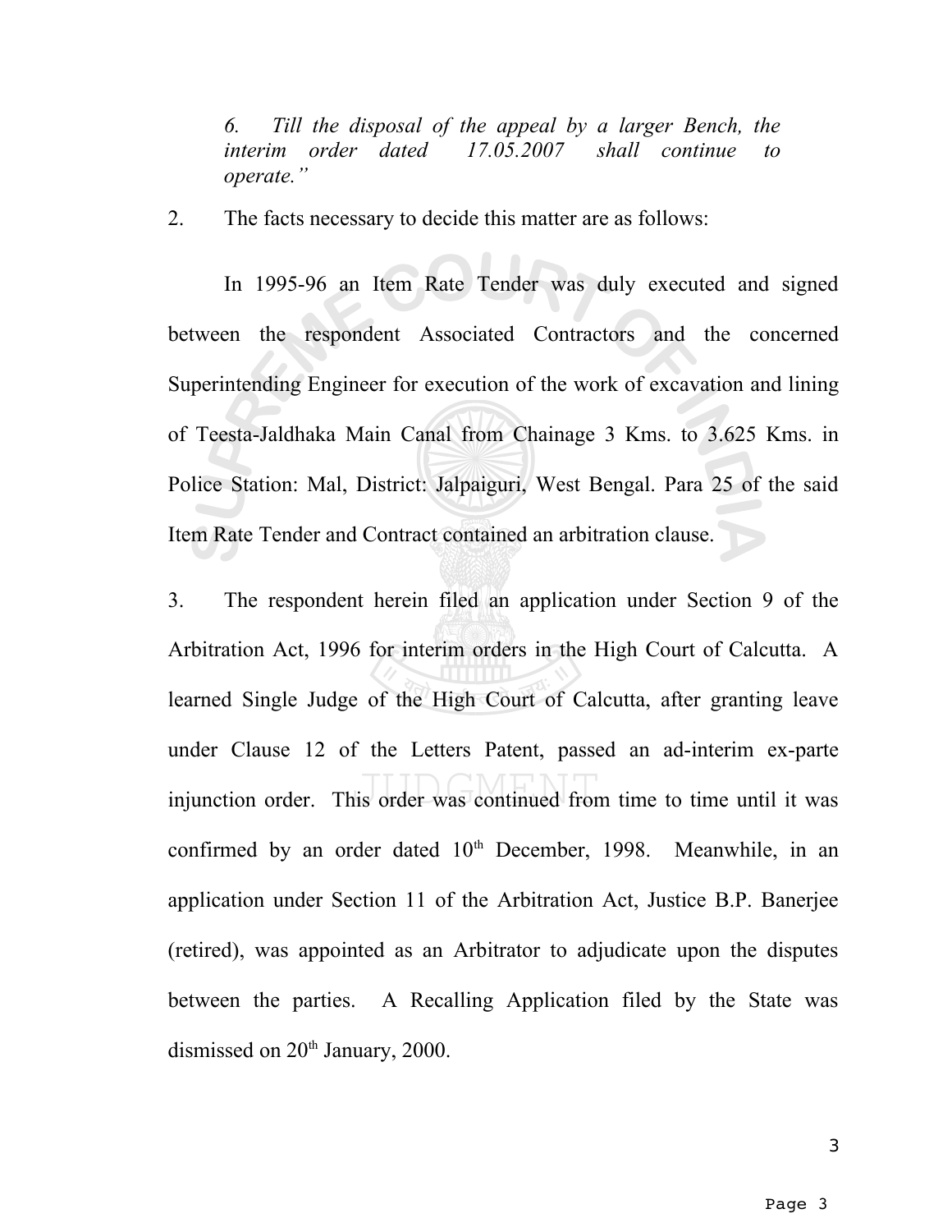*6. Till the disposal of the appeal by a larger Bench, the interim order dated 17.05.2007 shall continue to operate."*

2. The facts necessary to decide this matter are as follows:

In 1995-96 an Item Rate Tender was duly executed and signed between the respondent Associated Contractors and the concerned Superintending Engineer for execution of the work of excavation and lining of Teesta-Jaldhaka Main Canal from Chainage 3 Kms. to 3.625 Kms. in Police Station: Mal, District: Jalpaiguri, West Bengal. Para 25 of the said Item Rate Tender and Contract contained an arbitration clause.

3. The respondent herein filed an application under Section 9 of the Arbitration Act, 1996 for interim orders in the High Court of Calcutta. A learned Single Judge of the High Court of Calcutta, after granting leave under Clause 12 of the Letters Patent, passed an ad-interim ex-parte injunction order. This order was continued from time to time until it was confirmed by an order dated 10th December, 1998. Meanwhile, in an application under Section 11 of the Arbitration Act, Justice B.P. Banerjee (retired), was appointed as an Arbitrator to adjudicate upon the disputes between the parties. A Recalling Application filed by the State was dismissed on 20th January, 2000.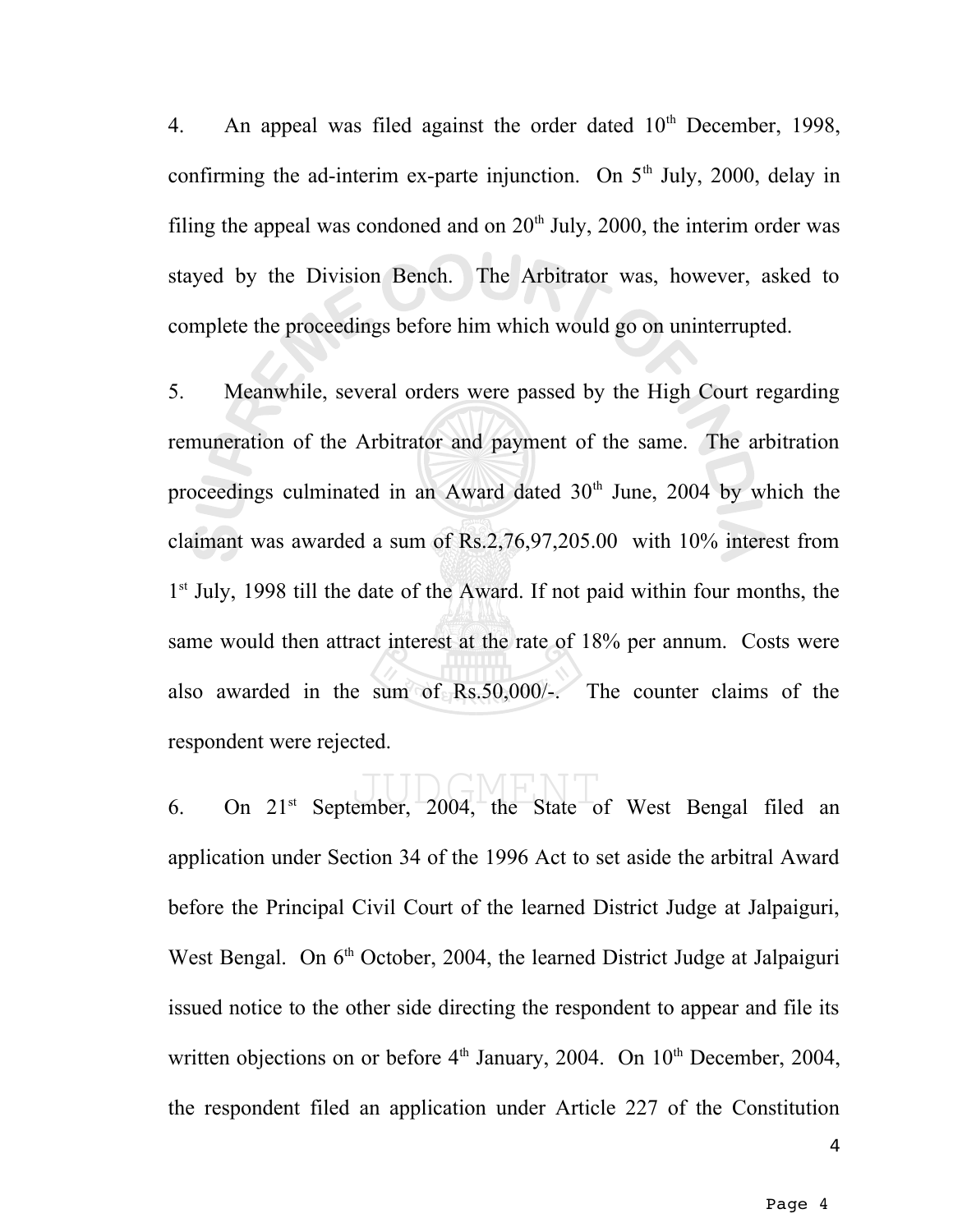4. An appeal was filed against the order dated 10th December, 1998, confirming the ad-interim ex-parte injunction. On 5th July, 2000, delay in filing the appeal was condoned and on 20th July, 2000, the interim order was stayed by the Division Bench. The Arbitrator was, however, asked to complete the proceedings before him which would go on uninterrupted.

5. Meanwhile, several orders were passed by the High Court regarding remuneration of the Arbitrator and payment of the same. The arbitration proceedings culminated in an Award dated 30th June, 2004 by which the claimant was awarded a sum of Rs.2,76,97,205.00 with 10% interest from 1st July, 1998 till the date of the Award. If not paid within four months, the same would then attract interest at the rate of 18% per annum. Costs were also awarded in the sum of Rs.50,000/-. The counter claims of the respondent were rejected.

6. On 21st September, 2004, the State of West Bengal filed an application under Section 34 of the 1996 Act to set aside the arbitral Award before the Principal Civil Court of the learned District Judge at Jalpaiguri, West Bengal. On 6th October, 2004, the learned District Judge at Jalpaiguri issued notice to the other side directing the respondent to appear and file its written objections on or before 4th January, 2004. On 10th December, 2004, the respondent filed an application under Article 227 of the Constitution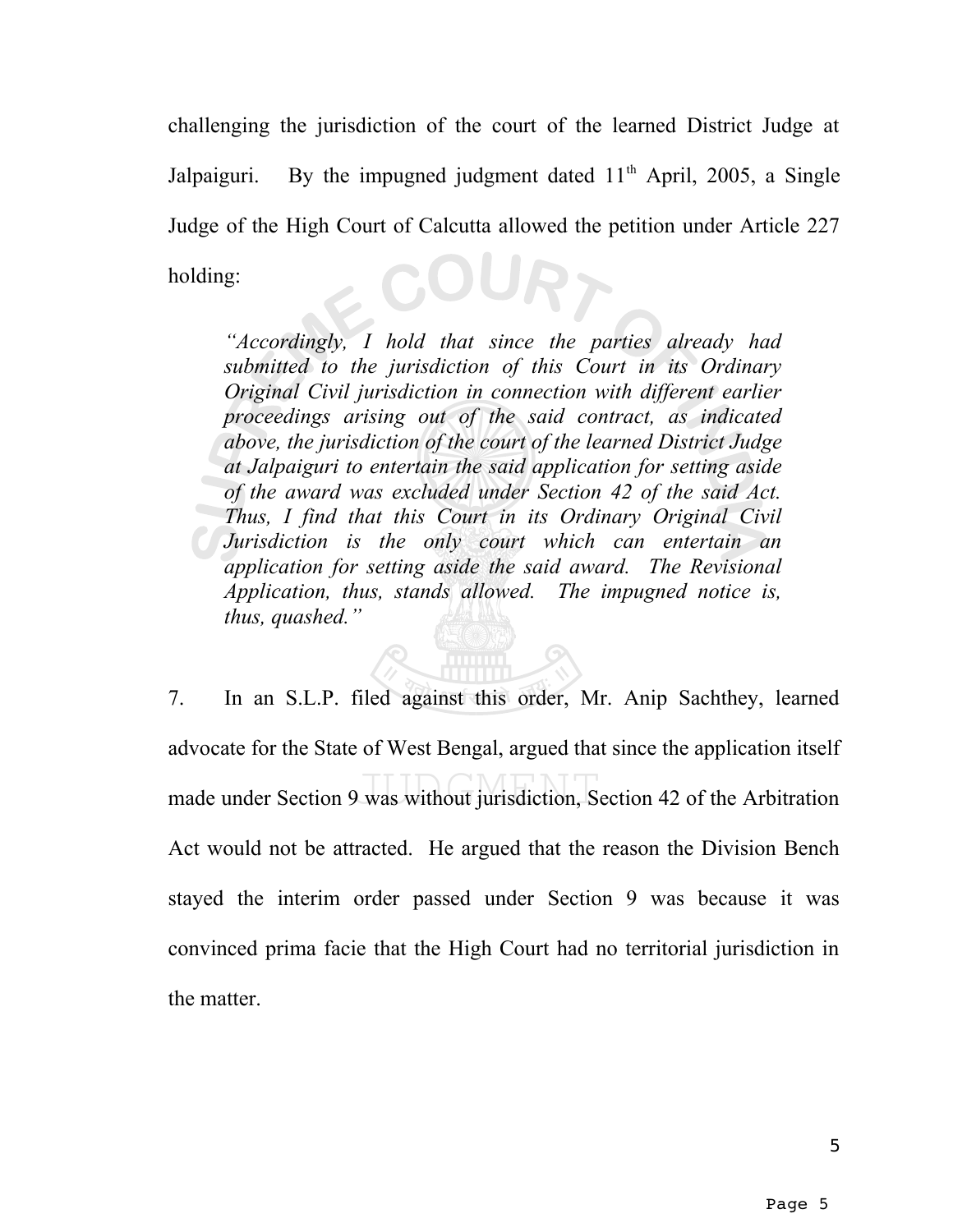challenging the jurisdiction of the court of the learned District Judge at Jalpaiguri. By the impugned judgment dated 11th April, 2005, a Single Judge of the High Court of Calcutta allowed the petition under Article 227 holding:

> *"Accordingly, I hold that since the parties already had submitted to the jurisdiction of this Court in its Ordinary Original Civil jurisdiction in connection with different earlier proceedings arising out of the said contract, as indicated above, the jurisdiction of the court of the learned District Judge at Jalpaiguri to entertain the said application for setting aside of the award was excluded under Section 42 of the said Act. Thus, I find that this Court in its Ordinary Original Civil Jurisdiction is the only court which can entertain an application for setting aside the said award. The Revisional Application, thus, stands allowed. The impugned notice is, thus, quashed."*

7. In an S.L.P. filed against this order, Mr. Anip Sachthey, learned advocate for the State of West Bengal, argued that since the application itself made under Section 9 was without jurisdiction, Section 42 of the Arbitration Act would not be attracted. He argued that the reason the Division Bench stayed the interim order passed under Section 9 was because it was convinced prima facie that the High Court had no territorial jurisdiction in the matter.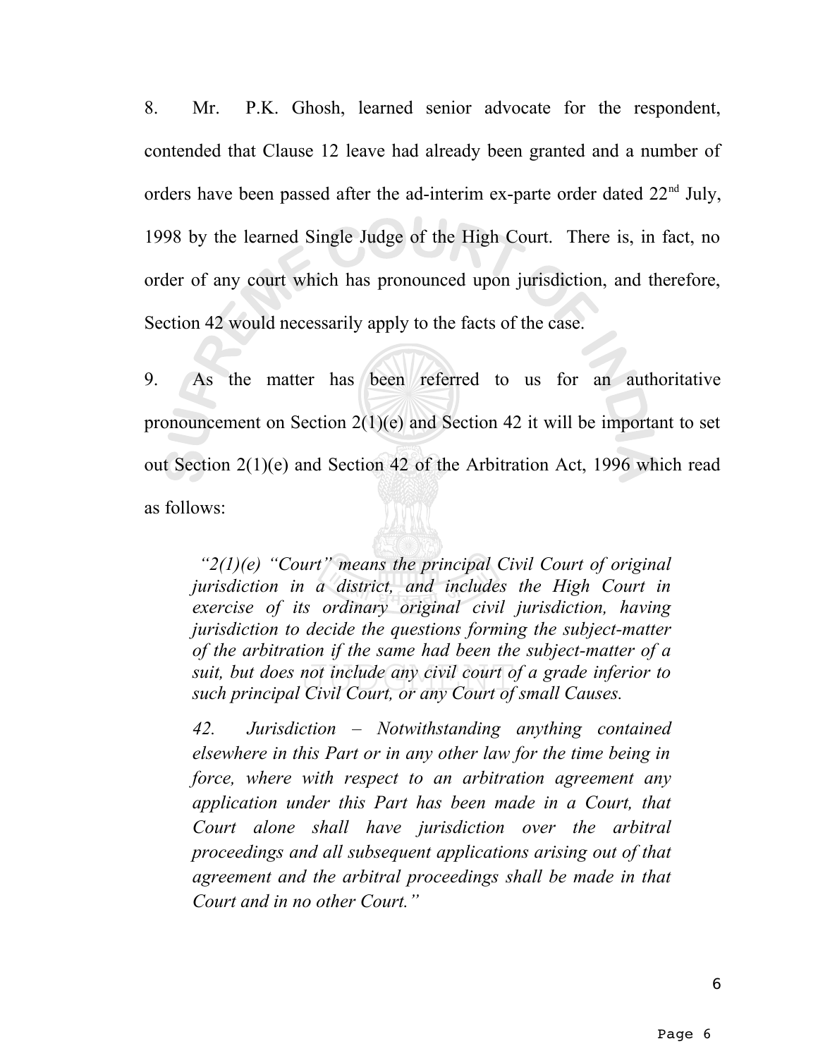8. Mr. P.K. Ghosh, learned senior advocate for the respondent, contended that Clause 12 leave had already been granted and a number of orders have been passed after the ad-interim ex-parte order dated 22nd July, 1998 by the learned Single Judge of the High Court. There is, in fact, no order of any court which has pronounced upon jurisdiction, and therefore, Section 42 would necessarily apply to the facts of the case.

9. As the matter has been referred to us for an authoritative pronouncement on Section 2(1)(e) and Section 42 it will be important to set out Section 2(1)(e) and Section 42 of the Arbitration Act, 1996 which read as follows:

> *"2(1)(e) "Court" means the principal Civil Court of original jurisdiction in a district, and includes the High Court in exercise of its ordinary original civil jurisdiction, having jurisdiction to decide the questions forming the subject-matter of the arbitration if the same had been the subject-matter of a suit, but does not include any civil court of a grade inferior to such principal Civil Court, or any Court of small Causes.*
>
> *42. Jurisdiction – Notwithstanding anything contained elsewhere in this Part or in any other law for the time being in force, where with respect to an arbitration agreement any application under this Part has been made in a Court, that Court alone shall have jurisdiction over the arbitral proceedings and all subsequent applications arising out of that agreement and the arbitral proceedings shall be made in that Court and in no other Court."*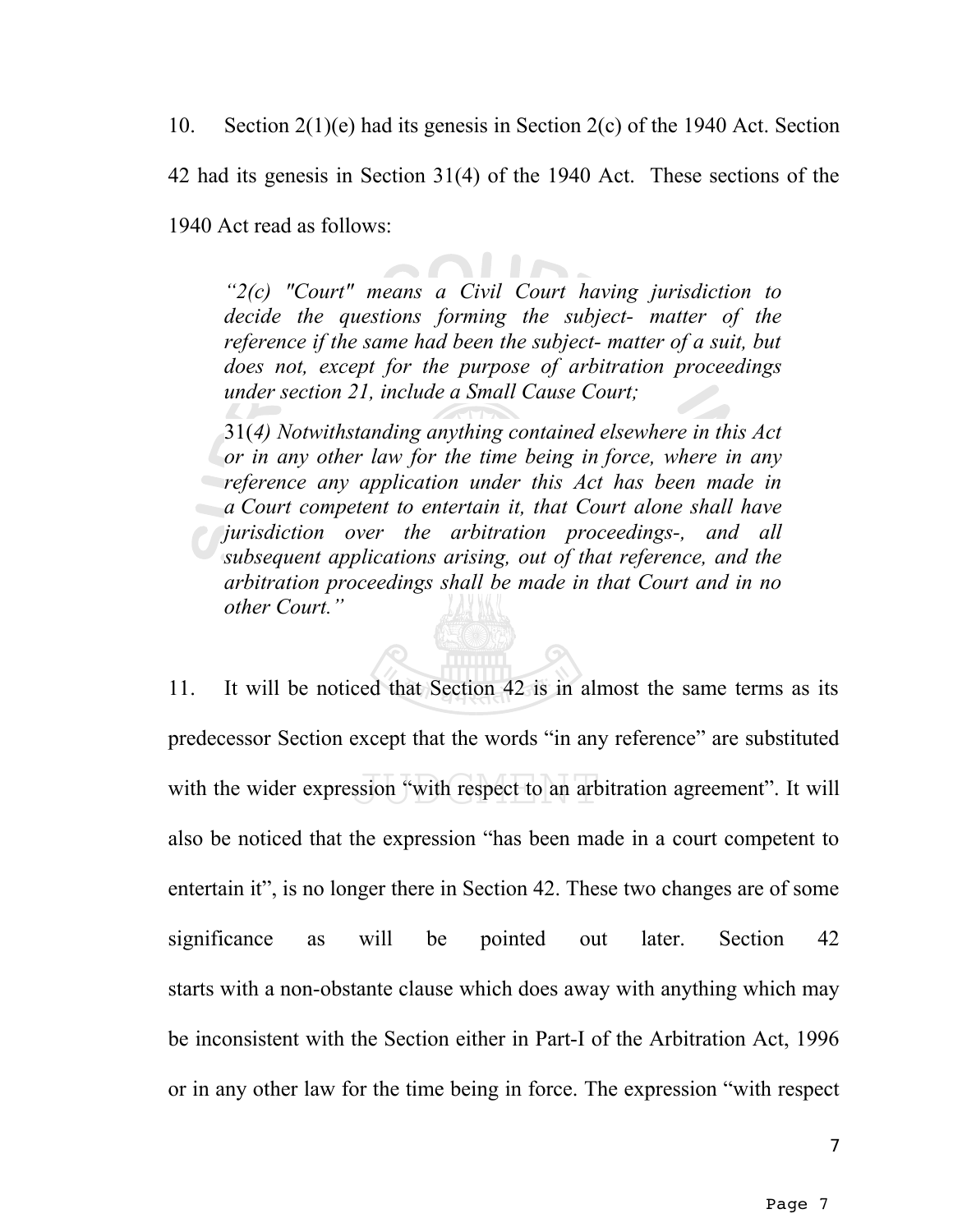10. Section 2(1)(e) had its genesis in Section 2(c) of the 1940 Act. Section 42 had its genesis in Section 31(4) of the 1940 Act. These sections of the 1940 Act read as follows:

> *"2(c) "Court" means a Civil Court having jurisdiction to decide the questions forming the subject- matter of the reference if the same had been the subject- matter of a suit, but does not, except for the purpose of arbitration proceedings under section 21, include a Small Cause Court;*
>
> 31(*4) Notwithstanding anything contained elsewhere in this Act or in any other law for the time being in force, where in any reference any application under this Act has been made in a Court competent to entertain it, that Court alone shall have jurisdiction over the arbitration proceedings-, and all subsequent applications arising, out of that reference, and the arbitration proceedings shall be made in that Court and in no other Court."*

11. It will be noticed that Section 42 is in almost the same terms as its predecessor Section except that the words "in any reference" are substituted with the wider expression "with respect to an arbitration agreement". It will also be noticed that the expression "has been made in a court competent to entertain it", is no longer there in Section 42. These two changes are of some significance as will be pointed out later. Section 42 starts with a non-obstante clause which does away with anything which may be inconsistent with the Section either in Part-I of the Arbitration Act, 1996 or in any other law for the time being in force. The expression "with respect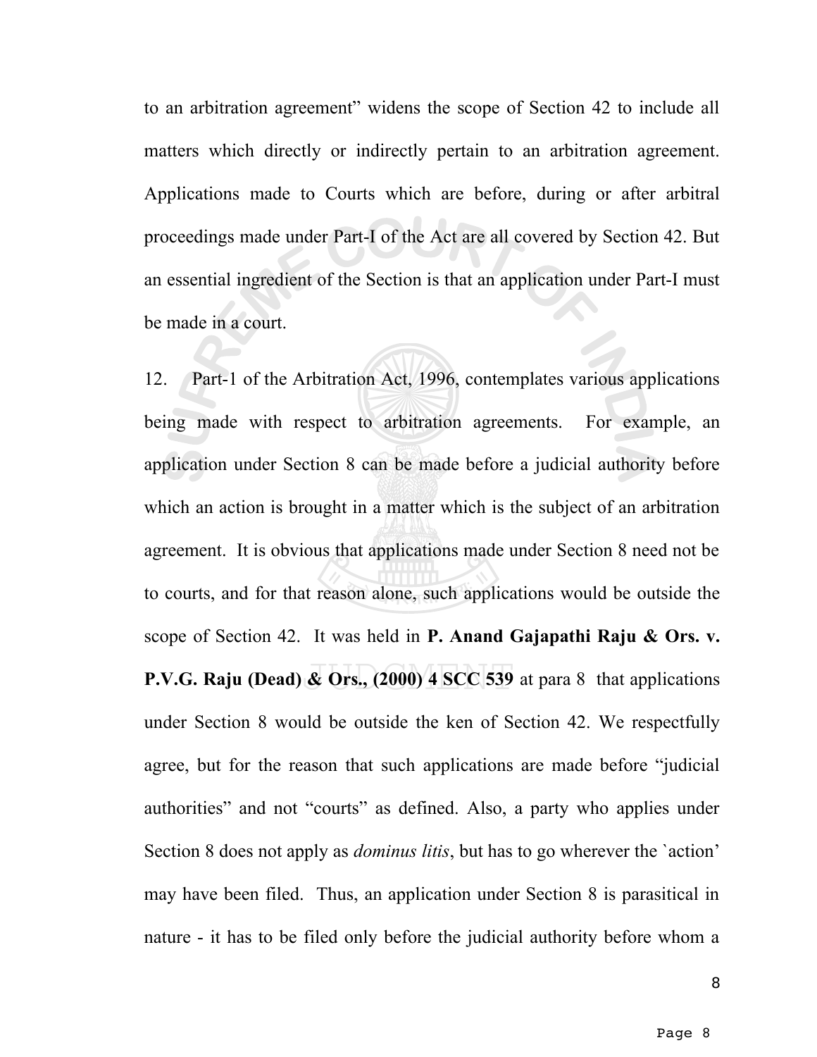to an arbitration agreement" widens the scope of Section 42 to include all matters which directly or indirectly pertain to an arbitration agreement. Applications made to Courts which are before, during or after arbitral proceedings made under Part-I of the Act are all covered by Section 42. But an essential ingredient of the Section is that an application under Part-I must be made in a court.

12. Part-1 of the Arbitration Act, 1996, contemplates various applications being made with respect to arbitration agreements. For example, an application under Section 8 can be made before a judicial authority before which an action is brought in a matter which is the subject of an arbitration agreement. It is obvious that applications made under Section 8 need not be to courts, and for that reason alone, such applications would be outside the scope of Section 42. It was held in **P. Anand Gajapathi Raju & Ors. v. P.V.G. Raju (Dead) & Ors., (2000) 4 SCC 539** at para 8 that applications under Section 8 would be outside the ken of Section 42. We respectfully agree, but for the reason that such applications are made before "judicial authorities" and not "courts" as defined. Also, a party who applies under Section 8 does not apply as *dominus litis*, but has to go wherever the `action' may have been filed. Thus, an application under Section 8 is parasitical in nature - it has to be filed only before the judicial authority before whom a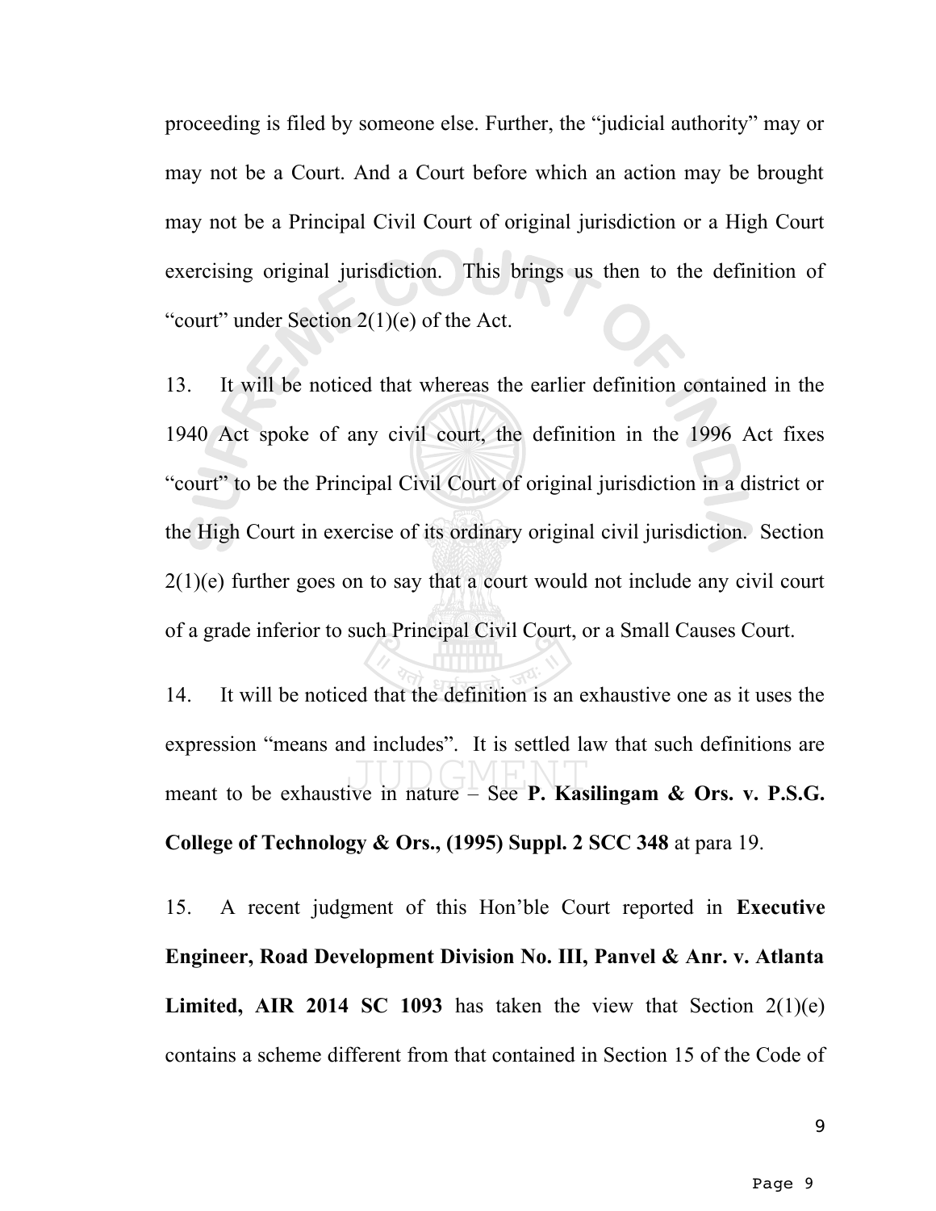proceeding is filed by someone else. Further, the "judicial authority" may or may not be a Court. And a Court before which an action may be brought may not be a Principal Civil Court of original jurisdiction or a High Court exercising original jurisdiction. This brings us then to the definition of "court" under Section 2(1)(e) of the Act.

13. It will be noticed that whereas the earlier definition contained in the 1940 Act spoke of any civil court, the definition in the 1996 Act fixes "court" to be the Principal Civil Court of original jurisdiction in a district or the High Court in exercise of its ordinary original civil jurisdiction. Section 2(1)(e) further goes on to say that a court would not include any civil court of a grade inferior to such Principal Civil Court, or a Small Causes Court.

14. It will be noticed that the definition is an exhaustive one as it uses the expression "means and includes". It is settled law that such definitions are meant to be exhaustive in nature – See **P. Kasilingam & Ors. v. P.S.G. College of Technology & Ors., (1995) Suppl. 2 SCC 348** at para 19.

15. A recent judgment of this Hon'ble Court reported in **Executive Engineer, Road Development Division No. III, Panvel & Anr. v. Atlanta Limited, AIR 2014 SC 1093** has taken the view that Section 2(1)(e) contains a scheme different from that contained in Section 15 of the Code of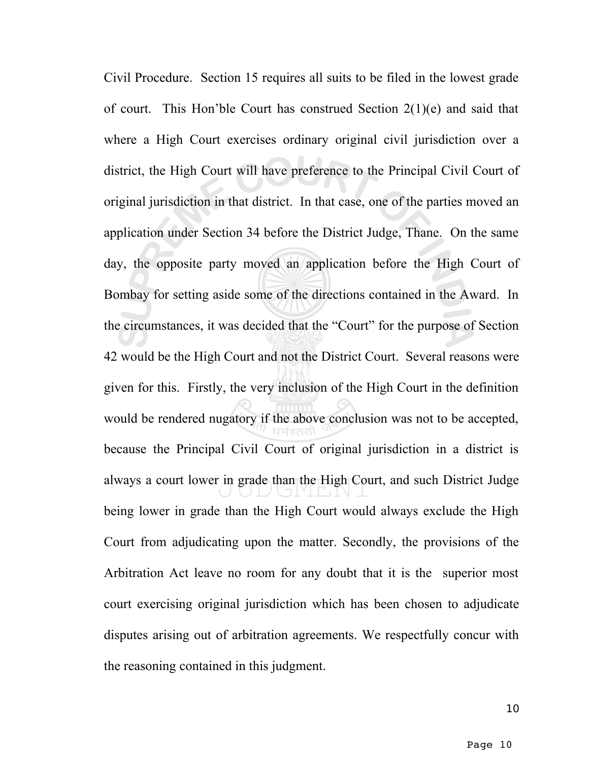Civil Procedure. Section 15 requires all suits to be filed in the lowest grade of court. This Hon'ble Court has construed Section 2(1)(e) and said that where a High Court exercises ordinary original civil jurisdiction over a district, the High Court will have preference to the Principal Civil Court of original jurisdiction in that district. In that case, one of the parties moved an application under Section 34 before the District Judge, Thane. On the same day, the opposite party moved an application before the High Court of Bombay for setting aside some of the directions contained in the Award. In the circumstances, it was decided that the "Court" for the purpose of Section 42 would be the High Court and not the District Court. Several reasons were given for this. Firstly, the very inclusion of the High Court in the definition would be rendered nugatory if the above conclusion was not to be accepted, because the Principal Civil Court of original jurisdiction in a district is always a court lower in grade than the High Court, and such District Judge being lower in grade than the High Court would always exclude the High Court from adjudicating upon the matter. Secondly, the provisions of the Arbitration Act leave no room for any doubt that it is the superior most court exercising original jurisdiction which has been chosen to adjudicate disputes arising out of arbitration agreements. We respectfully concur with the reasoning contained in this judgment.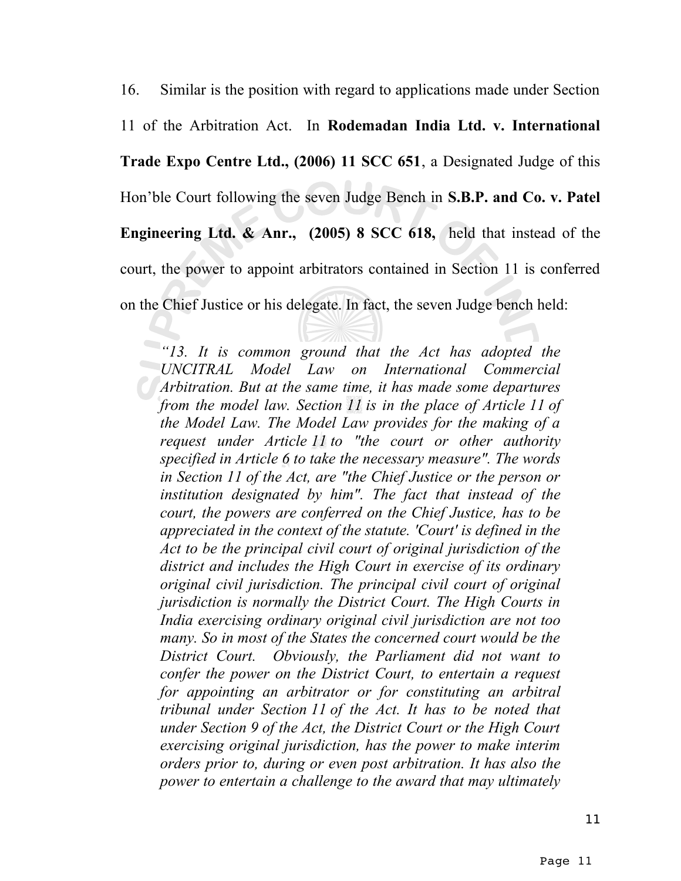16. Similar is the position with regard to applications made under Section 11 of the Arbitration Act. In **Rodemadan India Ltd. v. International Trade Expo Centre Ltd., (2006) 11 SCC 651**, a Designated Judge of this Hon'ble Court following the seven Judge Bench in **S.B.P. and Co. v. Patel Engineering Ltd. & Anr., (2005) 8 SCC 618,** held that instead of the court, the power to appoint arbitrators contained in Section 11 is conferred on the Chief Justice or his delegate. In fact, the seven Judge bench held:

> *"13. It is common ground that the Act has adopted the UNCITRAL Model Law on International Commercial Arbitration. But at the same time, it has made some departures from the model law. Section 11 is in the place of Article 11 of the Model Law. The Model Law provides for the making of a request under Article 11 to "the court or other authority specified in Article 6 to take the necessary measure". The words in Section 11 of the Act, are "the Chief Justice or the person or institution designated by him". The fact that instead of the court, the powers are conferred on the Chief Justice, has to be appreciated in the context of the statute. 'Court' is defined in the Act to be the principal civil court of original jurisdiction of the district and includes the High Court in exercise of its ordinary original civil jurisdiction. The principal civil court of original jurisdiction is normally the District Court. The High Courts in India exercising ordinary original civil jurisdiction are not too many. So in most of the States the concerned court would be the District Court. Obviously, the Parliament did not want to confer the power on the District Court, to entertain a request for appointing an arbitrator or for constituting an arbitral tribunal under Section 11 of the Act. It has to be noted that under Section 9 of the Act, the District Court or the High Court exercising original jurisdiction, has the power to make interim orders prior to, during or even post arbitration. It has also the power to entertain a challenge to the award that may ultimately*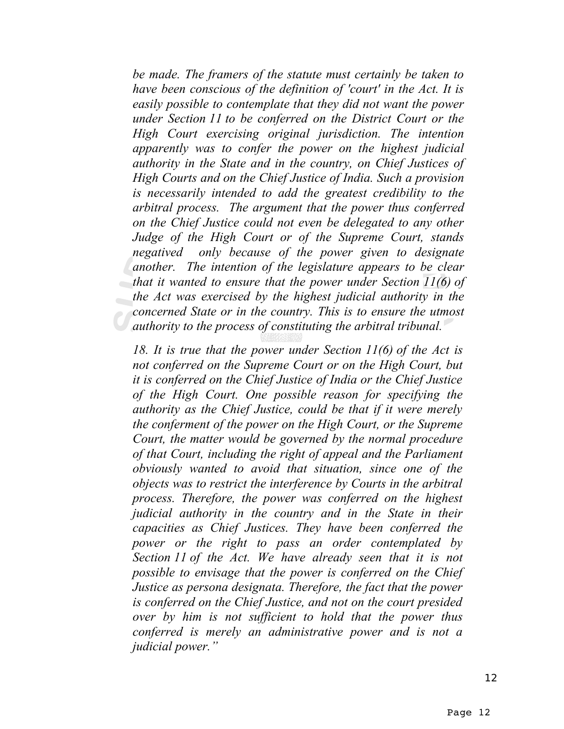*be made. The framers of the statute must certainly be taken to have been conscious of the definition of 'court' in the Act. It is easily possible to contemplate that they did not want the power under Section 11 to be conferred on the District Court or the High Court exercising original jurisdiction. The intention apparently was to confer the power on the highest judicial authority in the State and in the country, on Chief Justices of High Courts and on the Chief Justice of India. Such a provision is necessarily intended to add the greatest credibility to the arbitral process. The argument that the power thus conferred on the Chief Justice could not even be delegated to any other Judge of the High Court or of the Supreme Court, stands negatived only because of the power given to designate another. The intention of the legislature appears to be clear that it wanted to ensure that the power under Section 11(6) of the Act was exercised by the highest judicial authority in the concerned State or in the country. This is to ensure the utmost authority to the process of constituting the arbitral tribunal.*

*18. It is true that the power under Section 11(6) of the Act is not conferred on the Supreme Court or on the High Court, but it is conferred on the Chief Justice of India or the Chief Justice of the High Court. One possible reason for specifying the authority as the Chief Justice, could be that if it were merely the conferment of the power on the High Court, or the Supreme Court, the matter would be governed by the normal procedure of that Court, including the right of appeal and the Parliament obviously wanted to avoid that situation, since one of the objects was to restrict the interference by Courts in the arbitral process. Therefore, the power was conferred on the highest judicial authority in the country and in the State in their capacities as Chief Justices. They have been conferred the power or the right to pass an order contemplated by Section 11 of the Act. We have already seen that it is not possible to envisage that the power is conferred on the Chief Justice as persona designata. Therefore, the fact that the power is conferred on the Chief Justice, and not on the court presided over by him is not sufficient to hold that the power thus conferred is merely an administrative power and is not a judicial power."*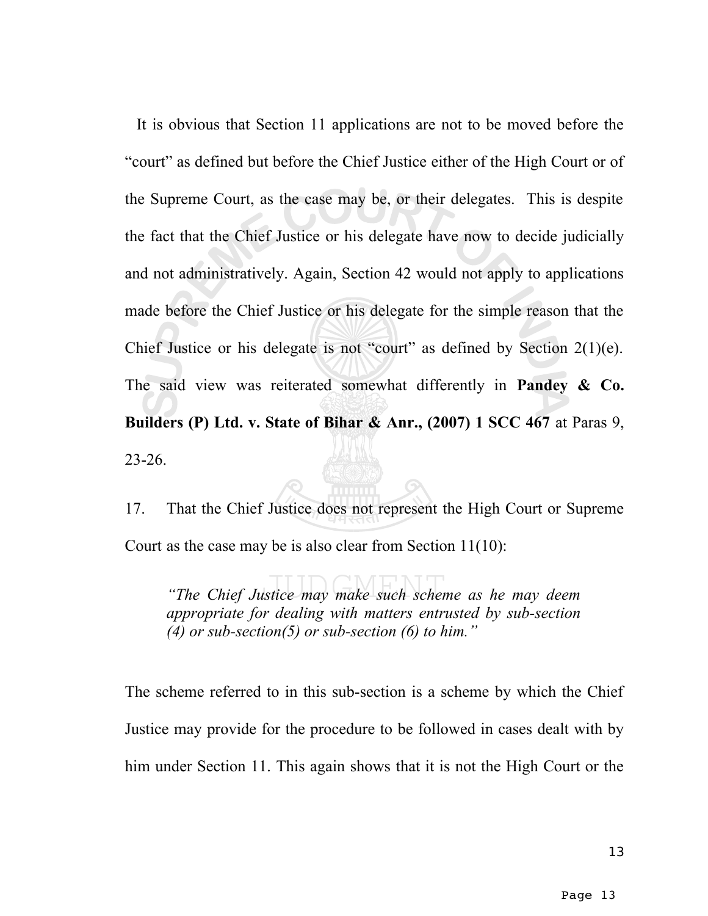It is obvious that Section 11 applications are not to be moved before the "court" as defined but before the Chief Justice either of the High Court or of the Supreme Court, as the case may be, or their delegates. This is despite the fact that the Chief Justice or his delegate have now to decide judicially and not administratively. Again, Section 42 would not apply to applications made before the Chief Justice or his delegate for the simple reason that the Chief Justice or his delegate is not "court" as defined by Section 2(1)(e). The said view was reiterated somewhat differently in **Pandey & Co. Builders (P) Ltd. v. State of Bihar & Anr., (2007) 1 SCC 467** at Paras 9, 23-26.

17. That the Chief Justice does not represent the High Court or Supreme Court as the case may be is also clear from Section 11(10):

> *"The Chief Justice may make such scheme as he may deem appropriate for dealing with matters entrusted by sub-section (4) or sub-section(5) or sub-section (6) to him."*

The scheme referred to in this sub-section is a scheme by which the Chief Justice may provide for the procedure to be followed in cases dealt with by him under Section 11. This again shows that it is not the High Court or the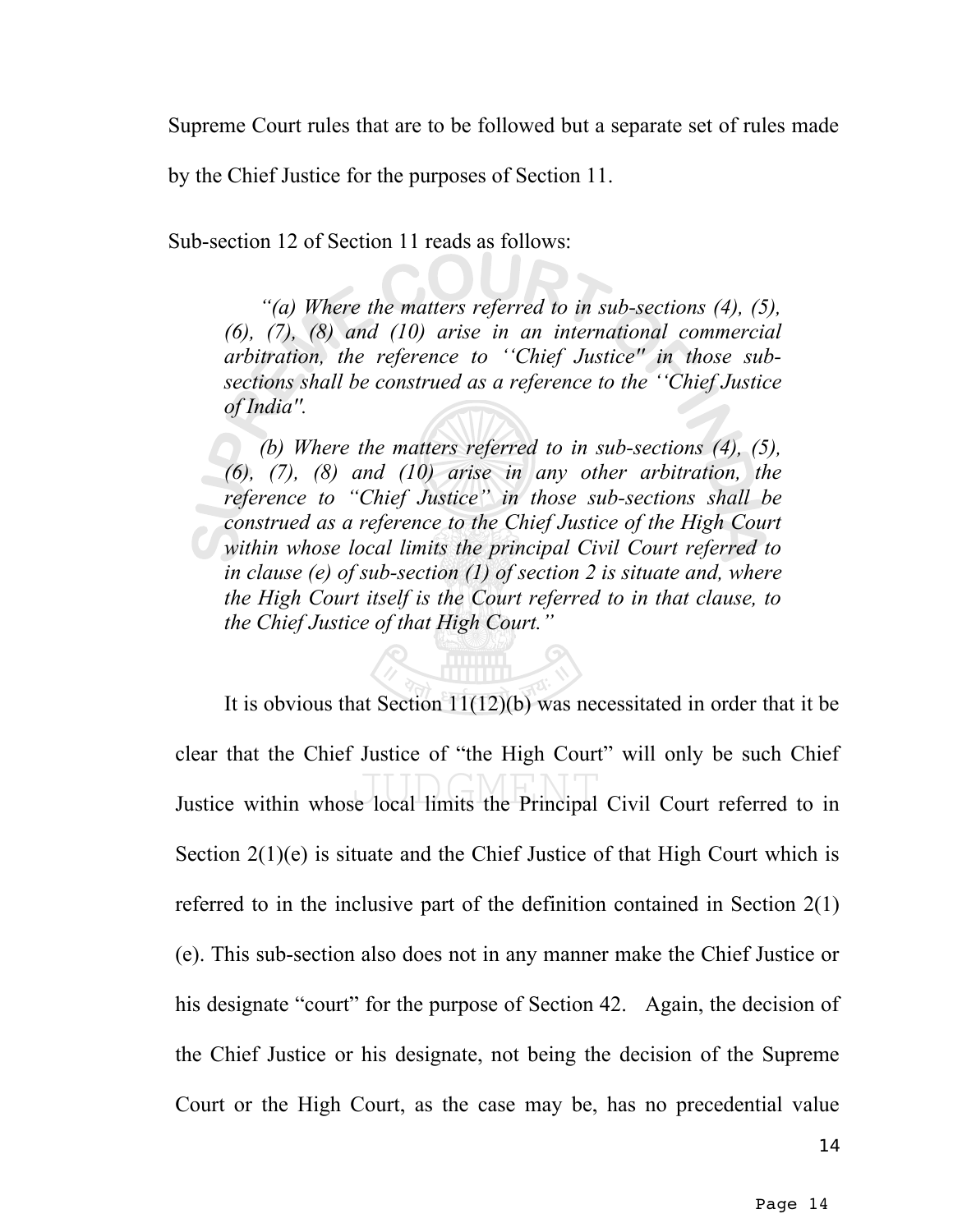Supreme Court rules that are to be followed but a separate set of rules made by the Chief Justice for the purposes of Section 11.

Sub-section 12 of Section 11 reads as follows:

> *"(a) Where the matters referred to in sub-sections (4), (5), (6), (7), (8) and (10) arise in an international commercial arbitration, the reference to ''Chief Justice" in those sub-sections shall be construed as a reference to the ''Chief Justice of India".*
>
> *(b) Where the matters referred to in sub-sections (4), (5), (6), (7), (8) and (10) arise in any other arbitration, the reference to "Chief Justice" in those sub-sections shall be construed as a reference to the Chief Justice of the High Court within whose local limits the principal Civil Court referred to in clause (e) of sub-section (1) of section 2 is situate and, where the High Court itself is the Court referred to in that clause, to the Chief Justice of that High Court."*

It is obvious that Section 11(12)(b) was necessitated in order that it be clear that the Chief Justice of "the High Court" will only be such Chief Justice within whose local limits the Principal Civil Court referred to in Section 2(1)(e) is situate and the Chief Justice of that High Court which is referred to in the inclusive part of the definition contained in Section 2(1)(e). This sub-section also does not in any manner make the Chief Justice or his designate "court" for the purpose of Section 42. Again, the decision of the Chief Justice or his designate, not being the decision of the Supreme Court or the High Court, as the case may be, has no precedential value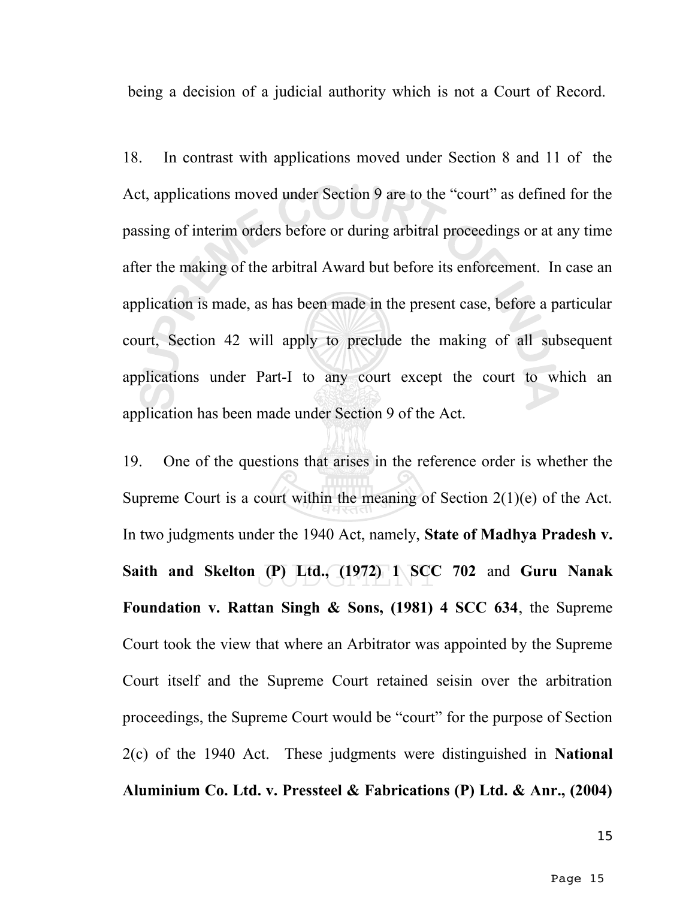being a decision of a judicial authority which is not a Court of Record.

18. In contrast with applications moved under Section 8 and 11 of the Act, applications moved under Section 9 are to the "court" as defined for the passing of interim orders before or during arbitral proceedings or at any time after the making of the arbitral Award but before its enforcement. In case an application is made, as has been made in the present case, before a particular court, Section 42 will apply to preclude the making of all subsequent applications under Part-I to any court except the court to which an application has been made under Section 9 of the Act.

19. One of the questions that arises in the reference order is whether the Supreme Court is a court within the meaning of Section 2(1)(e) of the Act. In two judgments under the 1940 Act, namely, **State of Madhya Pradesh v. Saith and Skelton (P) Ltd., (1972) 1 SCC 702** and **Guru Nanak Foundation v. Rattan Singh & Sons, (1981) 4 SCC 634**, the Supreme Court took the view that where an Arbitrator was appointed by the Supreme Court itself and the Supreme Court retained seisin over the arbitration proceedings, the Supreme Court would be "court" for the purpose of Section 2(c) of the 1940 Act. These judgments were distinguished in **National Aluminium Co. Ltd. v. Pressteel & Fabrications (P) Ltd. & Anr., (2004)**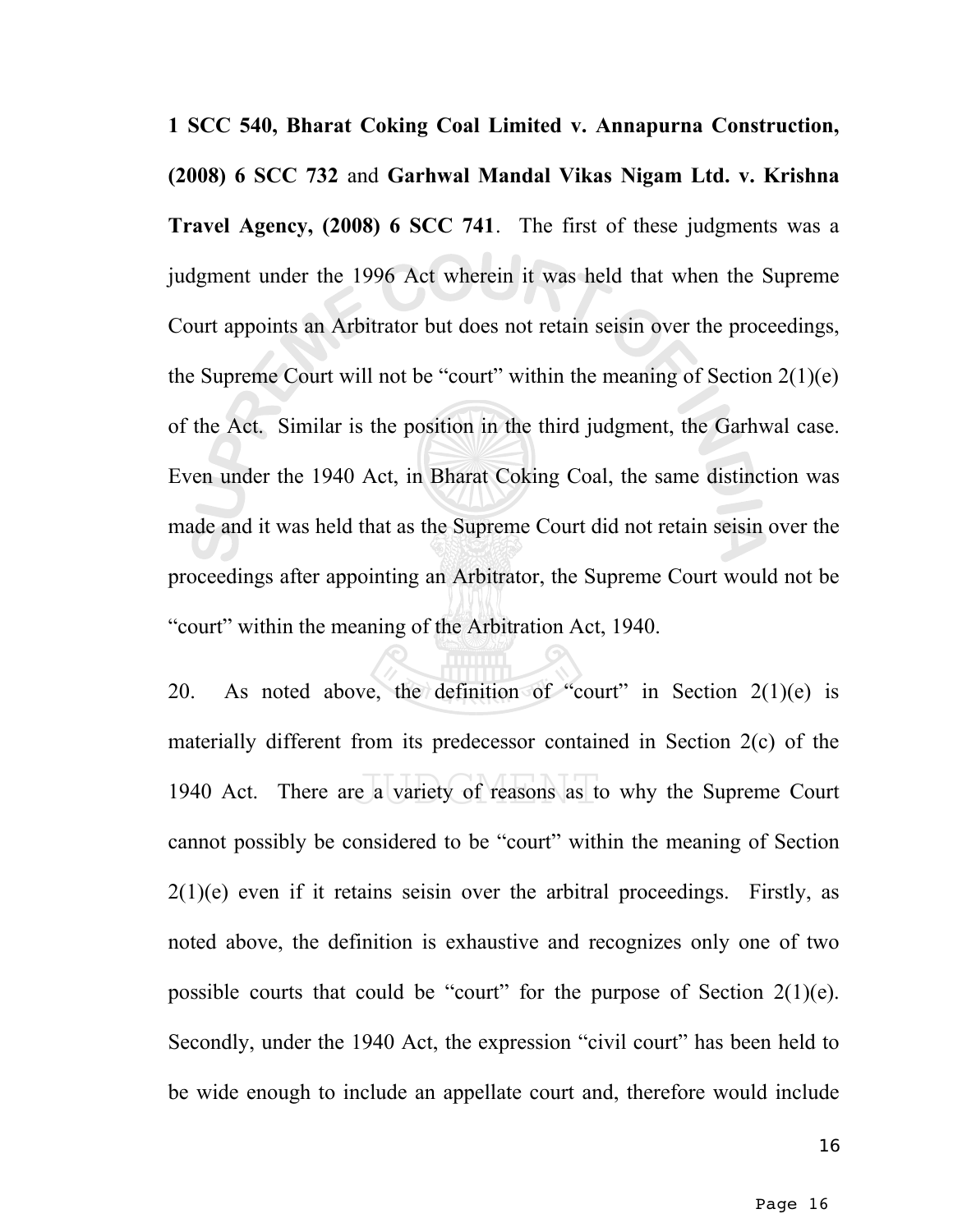**1 SCC 540, Bharat Coking Coal Limited v. Annapurna Construction, (2008) 6 SCC 732** and **Garhwal Mandal Vikas Nigam Ltd. v. Krishna Travel Agency, (2008) 6 SCC 741**. The first of these judgments was a judgment under the 1996 Act wherein it was held that when the Supreme Court appoints an Arbitrator but does not retain seisin over the proceedings, the Supreme Court will not be "court" within the meaning of Section 2(1)(e) of the Act. Similar is the position in the third judgment, the Garhwal case. Even under the 1940 Act, in Bharat Coking Coal, the same distinction was made and it was held that as the Supreme Court did not retain seisin over the proceedings after appointing an Arbitrator, the Supreme Court would not be "court" within the meaning of the Arbitration Act, 1940.

20. As noted above, the definition of "court" in Section 2(1)(e) is materially different from its predecessor contained in Section 2(c) of the 1940 Act. There are a variety of reasons as to why the Supreme Court cannot possibly be considered to be "court" within the meaning of Section 2(1)(e) even if it retains seisin over the arbitral proceedings. Firstly, as noted above, the definition is exhaustive and recognizes only one of two possible courts that could be "court" for the purpose of Section 2(1)(e). Secondly, under the 1940 Act, the expression "civil court" has been held to be wide enough to include an appellate court and, therefore would include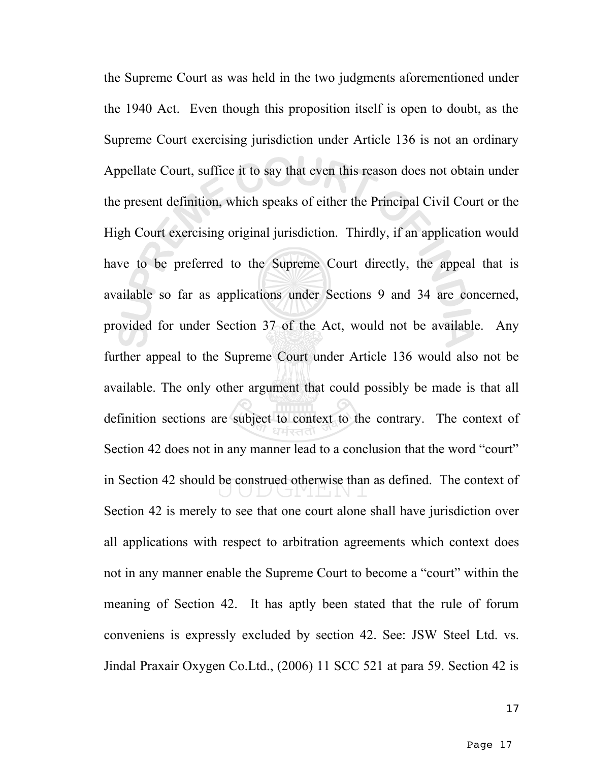the Supreme Court as was held in the two judgments aforementioned under the 1940 Act. Even though this proposition itself is open to doubt, as the Supreme Court exercising jurisdiction under Article 136 is not an ordinary Appellate Court, suffice it to say that even this reason does not obtain under the present definition, which speaks of either the Principal Civil Court or the High Court exercising original jurisdiction. Thirdly, if an application would have to be preferred to the Supreme Court directly, the appeal that is available so far as applications under Sections 9 and 34 are concerned, provided for under Section 37 of the Act, would not be available. Any further appeal to the Supreme Court under Article 136 would also not be available. The only other argument that could possibly be made is that all definition sections are subject to context to the contrary. The context of Section 42 does not in any manner lead to a conclusion that the word "court" in Section 42 should be construed otherwise than as defined. The context of Section 42 is merely to see that one court alone shall have jurisdiction over all applications with respect to arbitration agreements which context does not in any manner enable the Supreme Court to become a "court" within the meaning of Section 42. It has aptly been stated that the rule of forum conveniens is expressly excluded by section 42. See: JSW Steel Ltd. vs. Jindal Praxair Oxygen Co.Ltd., (2006) 11 SCC 521 at para 59. Section 42 is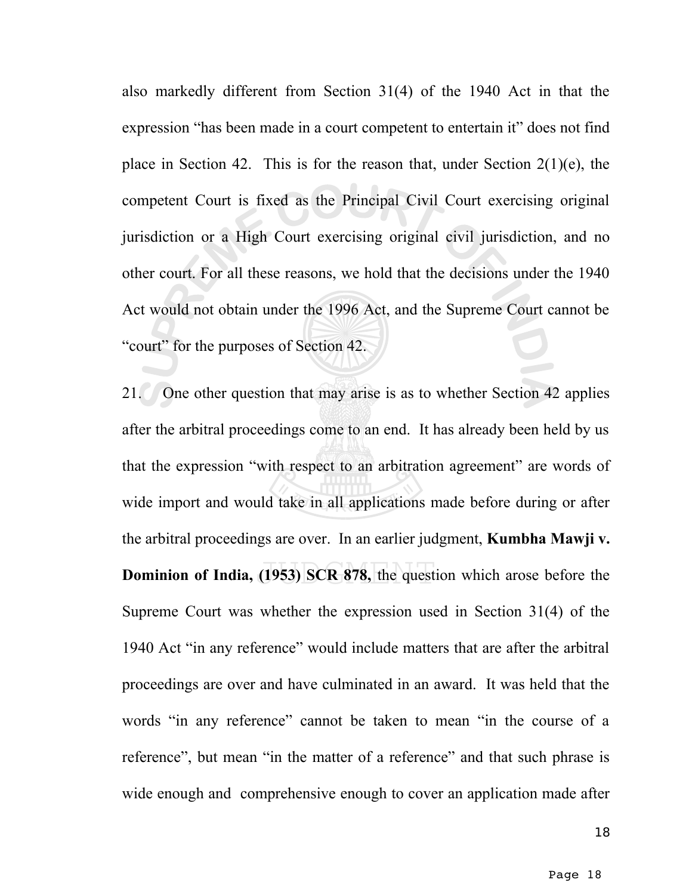also markedly different from Section 31(4) of the 1940 Act in that the expression "has been made in a court competent to entertain it" does not find place in Section 42. This is for the reason that, under Section 2(1)(e), the competent Court is fixed as the Principal Civil Court exercising original jurisdiction or a High Court exercising original civil jurisdiction, and no other court. For all these reasons, we hold that the decisions under the 1940 Act would not obtain under the 1996 Act, and the Supreme Court cannot be "court" for the purposes of Section 42.

21. One other question that may arise is as to whether Section 42 applies after the arbitral proceedings come to an end. It has already been held by us that the expression "with respect to an arbitration agreement" are words of wide import and would take in all applications made before during or after the arbitral proceedings are over. In an earlier judgment, **Kumbha Mawji v. Dominion of India, (1953) SCR 878,** the question which arose before the Supreme Court was whether the expression used in Section 31(4) of the 1940 Act "in any reference" would include matters that are after the arbitral proceedings are over and have culminated in an award. It was held that the words "in any reference" cannot be taken to mean "in the course of a reference", but mean "in the matter of a reference" and that such phrase is wide enough and comprehensive enough to cover an application made after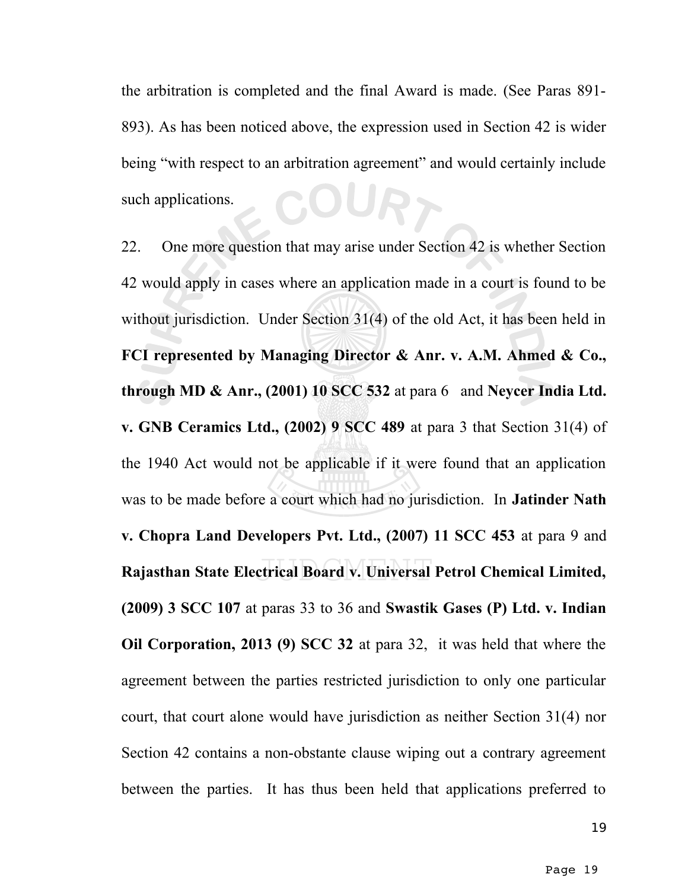the arbitration is completed and the final Award is made. (See Paras 891-893). As has been noticed above, the expression used in Section 42 is wider being "with respect to an arbitration agreement" and would certainly include such applications.

22. One more question that may arise under Section 42 is whether Section 42 would apply in cases where an application made in a court is found to be without jurisdiction. Under Section 31(4) of the old Act, it has been held in **FCI represented by Managing Director & Anr. v. A.M. Ahmed & Co., through MD & Anr., (2001) 10 SCC 532** at para 6 and **Neycer India Ltd. v. GNB Ceramics Ltd., (2002) 9 SCC 489** at para 3 that Section 31(4) of the 1940 Act would not be applicable if it were found that an application was to be made before a court which had no jurisdiction. In **Jatinder Nath v. Chopra Land Developers Pvt. Ltd., (2007) 11 SCC 453** at para 9 and **Rajasthan State Electrical Board v. Universal Petrol Chemical Limited, (2009) 3 SCC 107** at paras 33 to 36 and **Swastik Gases (P) Ltd. v. Indian Oil Corporation, 2013 (9) SCC 32** at para 32, it was held that where the agreement between the parties restricted jurisdiction to only one particular court, that court alone would have jurisdiction as neither Section 31(4) nor Section 42 contains a non-obstante clause wiping out a contrary agreement between the parties. It has thus been held that applications preferred to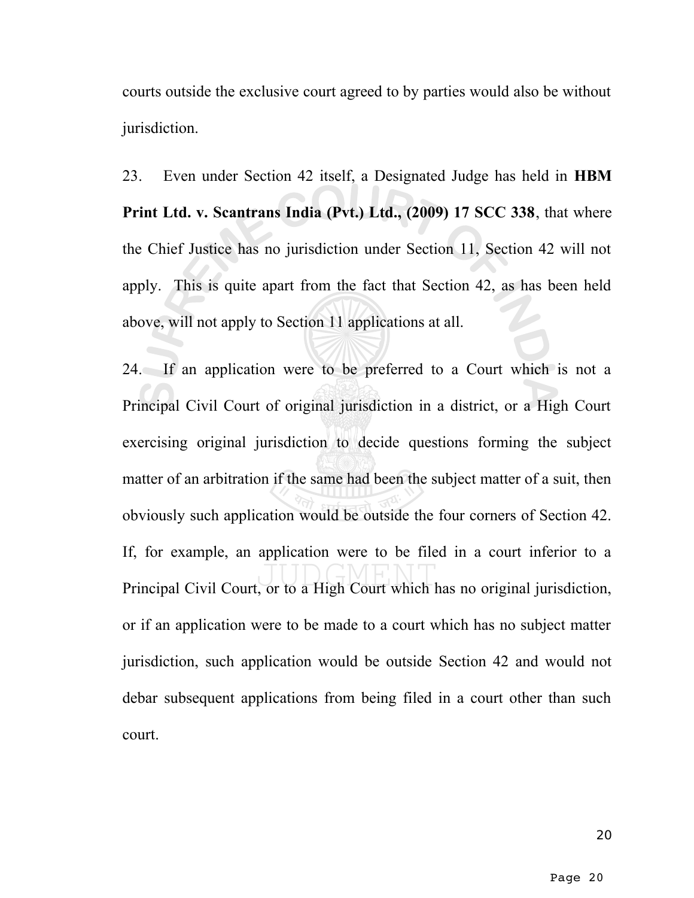courts outside the exclusive court agreed to by parties would also be without jurisdiction.

23. Even under Section 42 itself, a Designated Judge has held in **HBM Print Ltd. v. Scantrans India (Pvt.) Ltd., (2009) 17 SCC 338**, that where the Chief Justice has no jurisdiction under Section 11, Section 42 will not apply. This is quite apart from the fact that Section 42, as has been held above, will not apply to Section 11 applications at all.

24. If an application were to be preferred to a Court which is not a Principal Civil Court of original jurisdiction in a district, or a High Court exercising original jurisdiction to decide questions forming the subject matter of an arbitration if the same had been the subject matter of a suit, then obviously such application would be outside the four corners of Section 42. If, for example, an application were to be filed in a court inferior to a Principal Civil Court, or to a High Court which has no original jurisdiction, or if an application were to be made to a court which has no subject matter jurisdiction, such application would be outside Section 42 and would not debar subsequent applications from being filed in a court other than such court.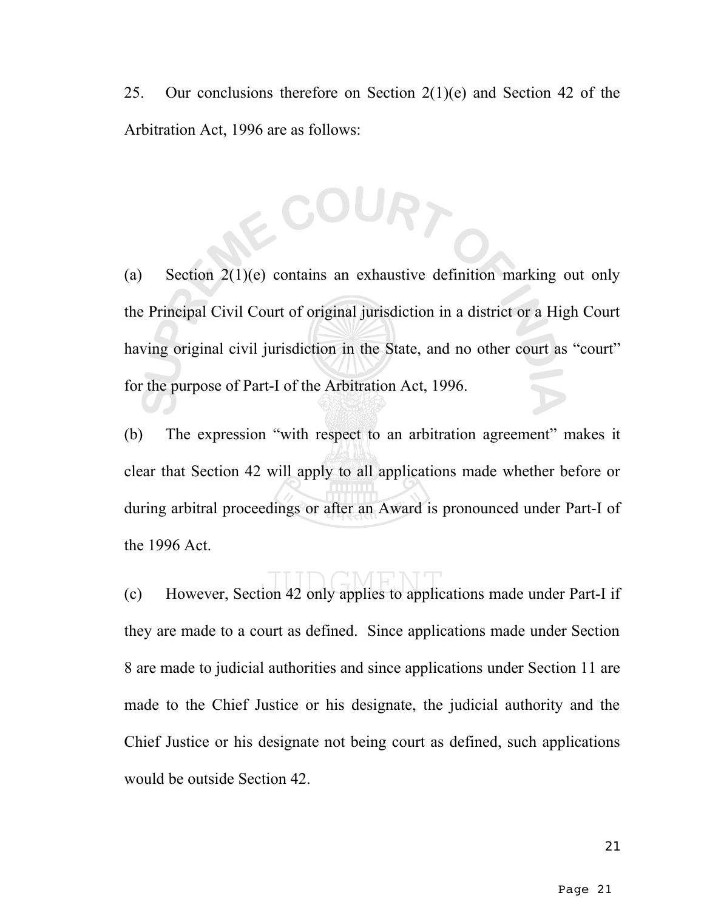25. Our conclusions therefore on Section 2(1)(e) and Section 42 of the Arbitration Act, 1996 are as follows:

(a) Section 2(1)(e) contains an exhaustive definition marking out only the Principal Civil Court of original jurisdiction in a district or a High Court having original civil jurisdiction in the State, and no other court as "court" for the purpose of Part-I of the Arbitration Act, 1996.

(b) The expression "with respect to an arbitration agreement" makes it clear that Section 42 will apply to all applications made whether before or during arbitral proceedings or after an Award is pronounced under Part-I of the 1996 Act.

(c) However, Section 42 only applies to applications made under Part-I if they are made to a court as defined. Since applications made under Section 8 are made to judicial authorities and since applications under Section 11 are made to the Chief Justice or his designate, the judicial authority and the Chief Justice or his designate not being court as defined, such applications would be outside Section 42.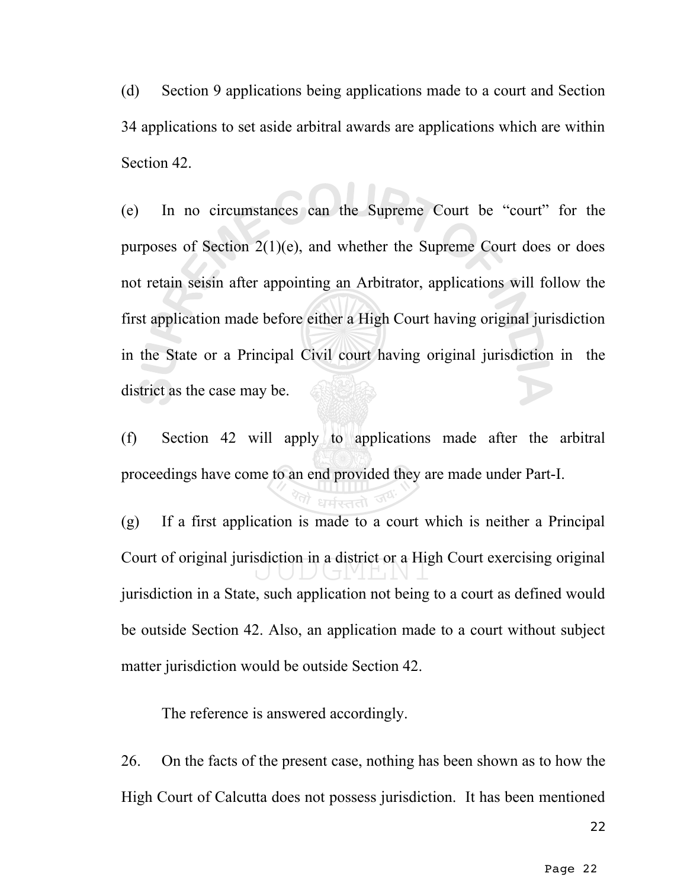(d) Section 9 applications being applications made to a court and Section 34 applications to set aside arbitral awards are applications which are within Section 42.

(e) In no circumstances can the Supreme Court be "court" for the purposes of Section 2(1)(e), and whether the Supreme Court does or does not retain seisin after appointing an Arbitrator, applications will follow the first application made before either a High Court having original jurisdiction in the State or a Principal Civil court having original jurisdiction in the district as the case may be.

(f) Section 42 will apply to applications made after the arbitral proceedings have come to an end provided they are made under Part-I.

(g) If a first application is made to a court which is neither a Principal Court of original jurisdiction in a district or a High Court exercising original jurisdiction in a State, such application not being to a court as defined would be outside Section 42. Also, an application made to a court without subject matter jurisdiction would be outside Section 42.

The reference is answered accordingly.

26. On the facts of the present case, nothing has been shown as to how the High Court of Calcutta does not possess jurisdiction. It has been mentioned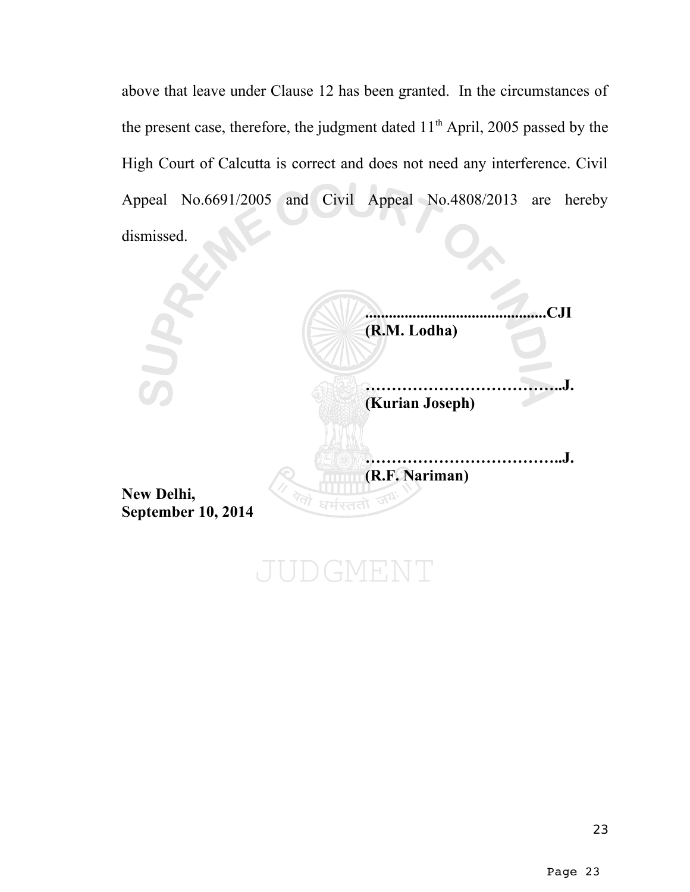above that leave under Clause 12 has been granted. In the circumstances of the present case, therefore, the judgment dated 11th April, 2005 passed by the High Court of Calcutta is correct and does not need any interference. Civil Appeal No.6691/2005 and Civil Appeal No.4808/2013 are hereby dismissed.

**..............................................CJI**
**(R.M. Lodha)**

**………………………………..J.**
**(Kurian Joseph)**

**………………………………..J.**
**(R.F. Nariman)**

**New Delhi,**
**September 10, 2014**